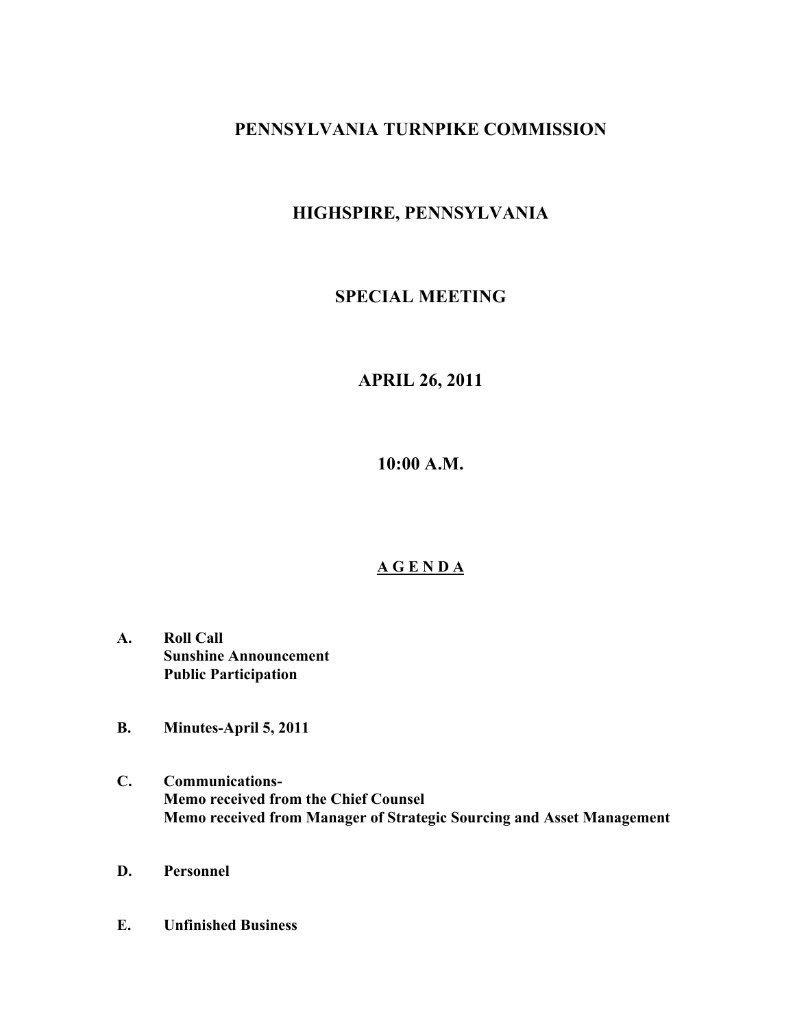# PENNSYLVANIA TURNPIKE COMMISSION

## HIGHSPIRE, PENNSYLVANIA

## SPECIAL MEETING

## APRIL 26, 2011

## 10:00 A.M.

**<u>A G E N D A</u>**

**A. Roll Call**
**Sunshine Announcement**
**Public Participation**

**B. Minutes-April 5, 2011**

**C. Communications-**
**Memo received from the Chief Counsel**
**Memo received from Manager of Strategic Sourcing and Asset Management**

**D. Personnel**

**E. Unfinished Business**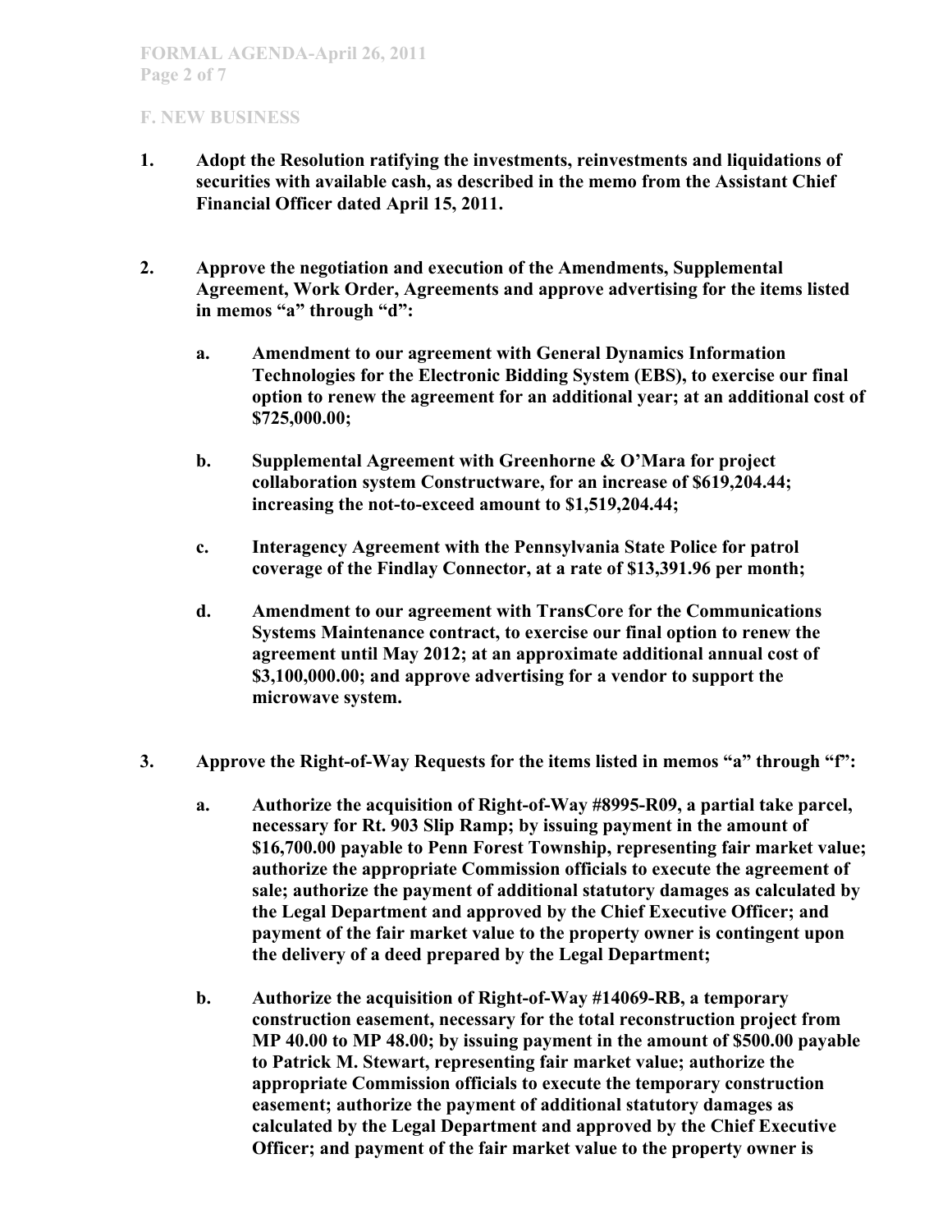## F. NEW BUSINESS

1. **Adopt the Resolution ratifying the investments, reinvestments and liquidations of securities with available cash, as described in the memo from the Assistant Chief Financial Officer dated April 15, 2011.**

2. **Approve the negotiation and execution of the Amendments, Supplemental Agreement, Work Order, Agreements and approve advertising for the items listed in memos "a" through "d":**

   a. **Amendment to our agreement with General Dynamics Information Technologies for the Electronic Bidding System (EBS), to exercise our final option to renew the agreement for an additional year; at an additional cost of $725,000.00;**

   b. **Supplemental Agreement with Greenhorne & O'Mara for project collaboration system Constructware, for an increase of $619,204.44; increasing the not-to-exceed amount to $1,519,204.44;**

   c. **Interagency Agreement with the Pennsylvania State Police for patrol coverage of the Findlay Connector, at a rate of $13,391.96 per month;**

   d. **Amendment to our agreement with TransCore for the Communications Systems Maintenance contract, to exercise our final option to renew the agreement until May 2012; at an approximate additional annual cost of $3,100,000.00; and approve advertising for a vendor to support the microwave system.**

3. **Approve the Right-of-Way Requests for the items listed in memos "a" through "f":**

   a. **Authorize the acquisition of Right-of-Way #8995-R09, a partial take parcel, necessary for Rt. 903 Slip Ramp; by issuing payment in the amount of $16,700.00 payable to Penn Forest Township, representing fair market value; authorize the appropriate Commission officials to execute the agreement of sale; authorize the payment of additional statutory damages as calculated by the Legal Department and approved by the Chief Executive Officer; and payment of the fair market value to the property owner is contingent upon the delivery of a deed prepared by the Legal Department;**

   b. **Authorize the acquisition of Right-of-Way #14069-RB, a temporary construction easement, necessary for the total reconstruction project from MP 40.00 to MP 48.00; by issuing payment in the amount of $500.00 payable to Patrick M. Stewart, representing fair market value; authorize the appropriate Commission officials to execute the temporary construction easement; authorize the payment of additional statutory damages as calculated by the Legal Department and approved by the Chief Executive Officer; and payment of the fair market value to the property owner is**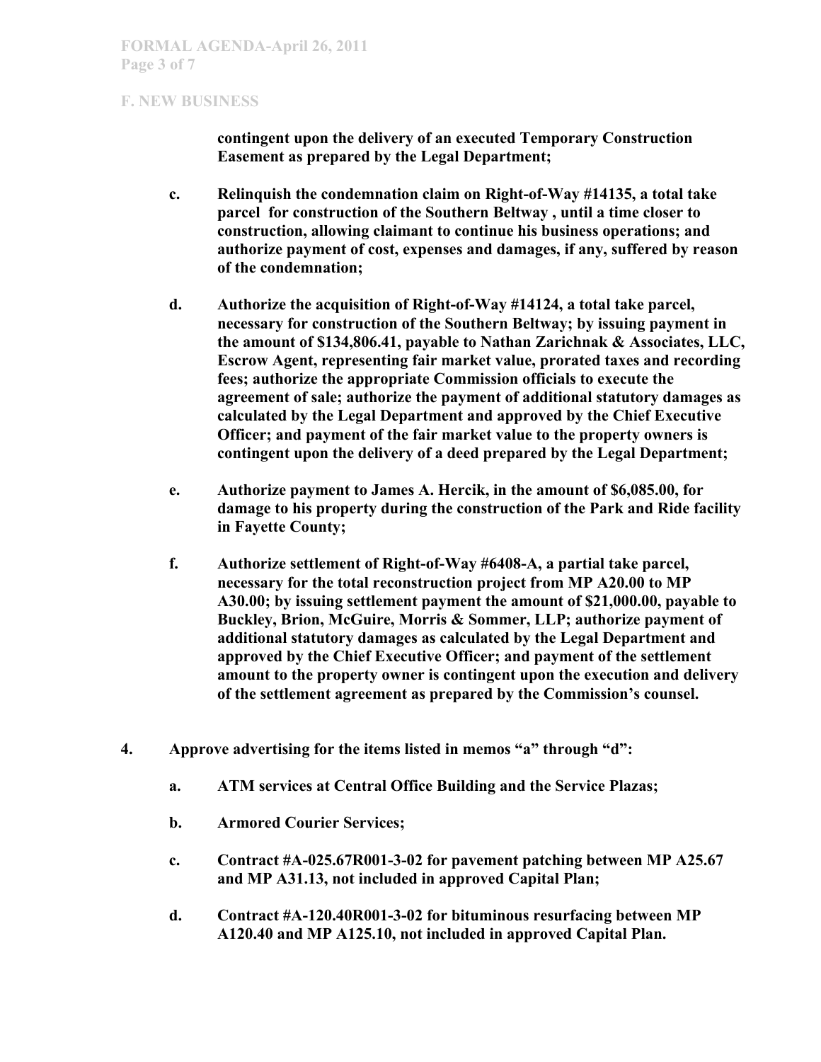## F. NEW BUSINESS

**contingent upon the delivery of an executed Temporary Construction Easement as prepared by the Legal Department;**

**c. Relinquish the condemnation claim on Right-of-Way #14135, a total take parcel for construction of the Southern Beltway , until a time closer to construction, allowing claimant to continue his business operations; and authorize payment of cost, expenses and damages, if any, suffered by reason of the condemnation;**

**d. Authorize the acquisition of Right-of-Way #14124, a total take parcel, necessary for construction of the Southern Beltway; by issuing payment in the amount of $134,806.41, payable to Nathan Zarichnak & Associates, LLC, Escrow Agent, representing fair market value, prorated taxes and recording fees; authorize the appropriate Commission officials to execute the agreement of sale; authorize the payment of additional statutory damages as calculated by the Legal Department and approved by the Chief Executive Officer; and payment of the fair market value to the property owners is contingent upon the delivery of a deed prepared by the Legal Department;**

**e. Authorize payment to James A. Hercik, in the amount of $6,085.00, for damage to his property during the construction of the Park and Ride facility in Fayette County;**

**f. Authorize settlement of Right-of-Way #6408-A, a partial take parcel, necessary for the total reconstruction project from MP A20.00 to MP A30.00; by issuing settlement payment the amount of $21,000.00, payable to Buckley, Brion, McGuire, Morris & Sommer, LLP; authorize payment of additional statutory damages as calculated by the Legal Department and approved by the Chief Executive Officer; and payment of the settlement amount to the property owner is contingent upon the execution and delivery of the settlement agreement as prepared by the Commission's counsel.**

**4. Approve advertising for the items listed in memos "a" through "d":**

**a. ATM services at Central Office Building and the Service Plazas;**

**b. Armored Courier Services;**

**c. Contract #A-025.67R001-3-02 for pavement patching between MP A25.67 and MP A31.13, not included in approved Capital Plan;**

**d. Contract #A-120.40R001-3-02 for bituminous resurfacing between MP A120.40 and MP A125.10, not included in approved Capital Plan.**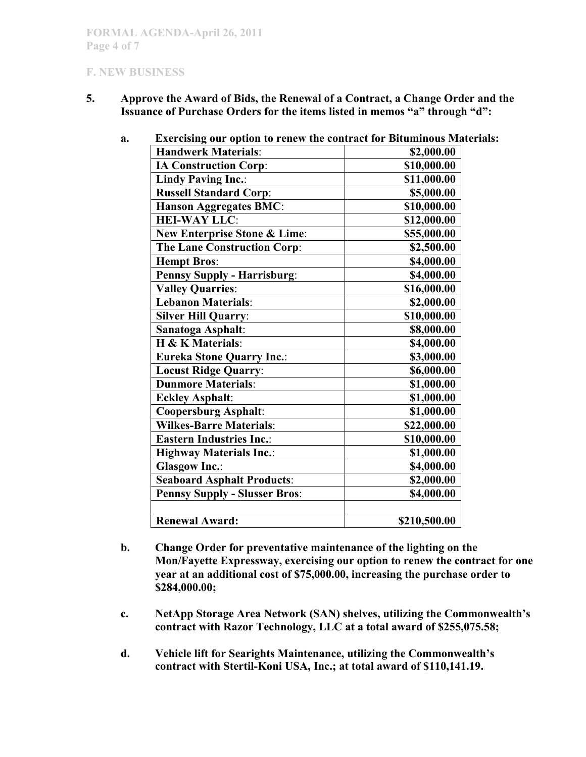**F. NEW BUSINESS**

**5. Approve the Award of Bids, the Renewal of a Contract, a Change Order and the Issuance of Purchase Orders for the items listed in memos "a" through "d":**

**a. Exercising our option to renew the contract for Bituminous Materials:**

| | |
|---|---:|
| **Handwerk Materials**: | **$2,000.00** |
| **IA Construction Corp**: | **$10,000.00** |
| **Lindy Paving Inc.**: | **$11,000.00** |
| **Russell Standard Corp**: | **$5,000.00** |
| **Hanson Aggregates BMC**: | **$10,000.00** |
| **HEI-WAY LLC**: | **$12,000.00** |
| **New Enterprise Stone & Lime**: | **$55,000.00** |
| **The Lane Construction Corp**: | **$2,500.00** |
| **Hempt Bros**: | **$4,000.00** |
| **Pennsy Supply - Harrisburg**: | **$4,000.00** |
| **Valley Quarries**: | **$16,000.00** |
| **Lebanon Materials**: | **$2,000.00** |
| **Silver Hill Quarry**: | **$10,000.00** |
| **Sanatoga Asphalt**: | **$8,000.00** |
| **H & K Materials**: | **$4,000.00** |
| **Eureka Stone Quarry Inc.**: | **$3,000.00** |
| **Locust Ridge Quarry**: | **$6,000.00** |
| **Dunmore Materials**: | **$1,000.00** |
| **Eckley Asphalt**: | **$1,000.00** |
| **Coopersburg Asphalt**: | **$1,000.00** |
| **Wilkes-Barre Materials**: | **$22,000.00** |
| **Eastern Industries Inc.**: | **$10,000.00** |
| **Highway Materials Inc.**: | **$1,000.00** |
| **Glasgow Inc.**: | **$4,000.00** |
| **Seaboard Asphalt Products**: | **$2,000.00** |
| **Pennsy Supply - Slusser Bros**: | **$4,000.00** |
| | |
| **Renewal Award:** | **$210,500.00** |

**b. Change Order for preventative maintenance of the lighting on the Mon/Fayette Expressway, exercising our option to renew the contract for one year at an additional cost of $75,000.00, increasing the purchase order to $284,000.00;**

**c. NetApp Storage Area Network (SAN) shelves, utilizing the Commonwealth's contract with Razor Technology, LLC at a total award of $255,075.58;**

**d. Vehicle lift for Searights Maintenance, utilizing the Commonwealth's contract with Stertil-Koni USA, Inc.; at total award of $110,141.19.**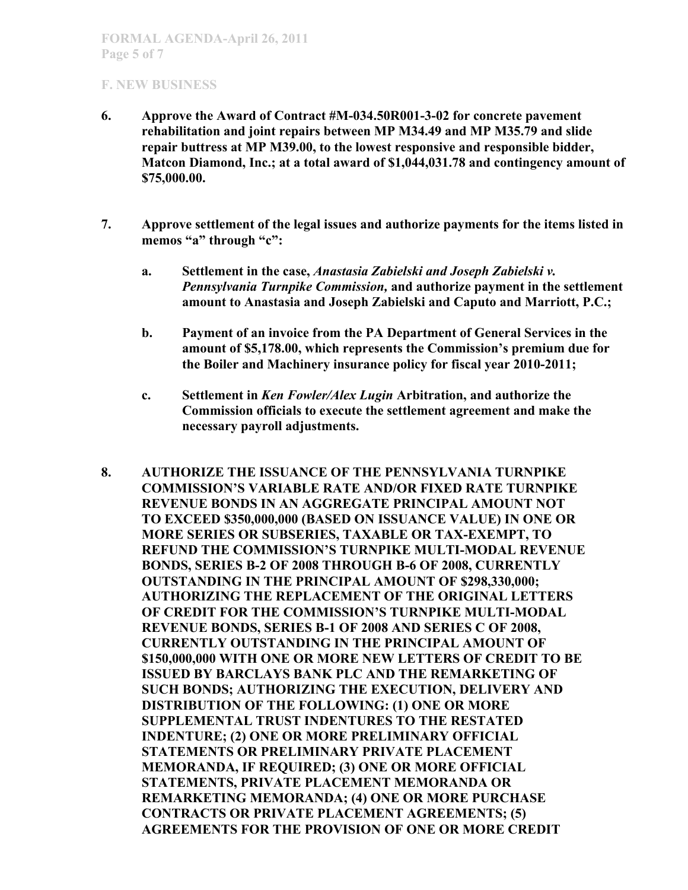## F. NEW BUSINESS

**6. Approve the Award of Contract #M-034.50R001-3-02 for concrete pavement rehabilitation and joint repairs between MP M34.49 and MP M35.79 and slide repair buttress at MP M39.00, to the lowest responsive and responsible bidder, Matcon Diamond, Inc.; at a total award of $1,044,031.78 and contingency amount of $75,000.00.**

**7. Approve settlement of the legal issues and authorize payments for the items listed in memos "a" through "c":**

   **a. Settlement in the case, *Anastasia Zabielski and Joseph Zabielski v. Pennsylvania Turnpike Commission,* and authorize payment in the settlement amount to Anastasia and Joseph Zabielski and Caputo and Marriott, P.C.;**

   **b. Payment of an invoice from the PA Department of General Services in the amount of $5,178.00, which represents the Commission's premium due for the Boiler and Machinery insurance policy for fiscal year 2010-2011;**

   **c. Settlement in *Ken Fowler/Alex Lugin* Arbitration, and authorize the Commission officials to execute the settlement agreement and make the necessary payroll adjustments.**

**8. AUTHORIZE THE ISSUANCE OF THE PENNSYLVANIA TURNPIKE COMMISSION'S VARIABLE RATE AND/OR FIXED RATE TURNPIKE REVENUE BONDS IN AN AGGREGATE PRINCIPAL AMOUNT NOT TO EXCEED $350,000,000 (BASED ON ISSUANCE VALUE) IN ONE OR MORE SERIES OR SUBSERIES, TAXABLE OR TAX-EXEMPT, TO REFUND THE COMMISSION'S TURNPIKE MULTI-MODAL REVENUE BONDS, SERIES B-2 OF 2008 THROUGH B-6 OF 2008, CURRENTLY OUTSTANDING IN THE PRINCIPAL AMOUNT OF $298,330,000; AUTHORIZING THE REPLACEMENT OF THE ORIGINAL LETTERS OF CREDIT FOR THE COMMISSION'S TURNPIKE MULTI-MODAL REVENUE BONDS, SERIES B-1 OF 2008 AND SERIES C OF 2008, CURRENTLY OUTSTANDING IN THE PRINCIPAL AMOUNT OF $150,000,000 WITH ONE OR MORE NEW LETTERS OF CREDIT TO BE ISSUED BY BARCLAYS BANK PLC AND THE REMARKETING OF SUCH BONDS; AUTHORIZING THE EXECUTION, DELIVERY AND DISTRIBUTION OF THE FOLLOWING: (1) ONE OR MORE SUPPLEMENTAL TRUST INDENTURES TO THE RESTATED INDENTURE; (2) ONE OR MORE PRELIMINARY OFFICIAL STATEMENTS OR PRELIMINARY PRIVATE PLACEMENT MEMORANDA, IF REQUIRED; (3) ONE OR MORE OFFICIAL STATEMENTS, PRIVATE PLACEMENT MEMORANDA OR REMARKETING MEMORANDA; (4) ONE OR MORE PURCHASE CONTRACTS OR PRIVATE PLACEMENT AGREEMENTS; (5) AGREEMENTS FOR THE PROVISION OF ONE OR MORE CREDIT**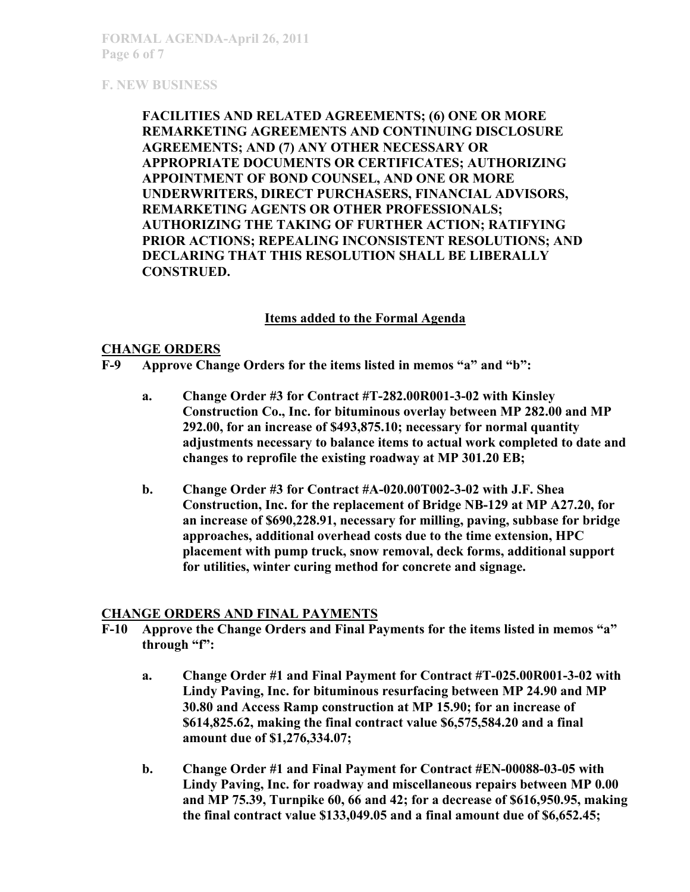## F. NEW BUSINESS

**FACILITIES AND RELATED AGREEMENTS; (6) ONE OR MORE REMARKETING AGREEMENTS AND CONTINUING DISCLOSURE AGREEMENTS; AND (7) ANY OTHER NECESSARY OR APPROPRIATE DOCUMENTS OR CERTIFICATES; AUTHORIZING APPOINTMENT OF BOND COUNSEL, AND ONE OR MORE UNDERWRITERS, DIRECT PURCHASERS, FINANCIAL ADVISORS, REMARKETING AGENTS OR OTHER PROFESSIONALS; AUTHORIZING THE TAKING OF FURTHER ACTION; RATIFYING PRIOR ACTIONS; REPEALING INCONSISTENT RESOLUTIONS; AND DECLARING THAT THIS RESOLUTION SHALL BE LIBERALLY CONSTRUED.**

### Items added to the Formal Agenda

### CHANGE ORDERS

**F-9 Approve Change Orders for the items listed in memos "a" and "b":**

**a. Change Order #3 for Contract #T-282.00R001-3-02 with Kinsley Construction Co., Inc. for bituminous overlay between MP 282.00 and MP 292.00, for an increase of $493,875.10; necessary for normal quantity adjustments necessary to balance items to actual work completed to date and changes to reprofile the existing roadway at MP 301.20 EB;**

**b. Change Order #3 for Contract #A-020.00T002-3-02 with J.F. Shea Construction, Inc. for the replacement of Bridge NB-129 at MP A27.20, for an increase of $690,228.91, necessary for milling, paving, subbase for bridge approaches, additional overhead costs due to the time extension, HPC placement with pump truck, snow removal, deck forms, additional support for utilities, winter curing method for concrete and signage.**

### CHANGE ORDERS AND FINAL PAYMENTS

**F-10 Approve the Change Orders and Final Payments for the items listed in memos "a" through "f":**

**a. Change Order #1 and Final Payment for Contract #T-025.00R001-3-02 with Lindy Paving, Inc. for bituminous resurfacing between MP 24.90 and MP 30.80 and Access Ramp construction at MP 15.90; for an increase of $614,825.62, making the final contract value $6,575,584.20 and a final amount due of $1,276,334.07;**

**b. Change Order #1 and Final Payment for Contract #EN-00088-03-05 with Lindy Paving, Inc. for roadway and miscellaneous repairs between MP 0.00 and MP 75.39, Turnpike 60, 66 and 42; for a decrease of $616,950.95, making the final contract value $133,049.05 and a final amount due of $6,652.45;**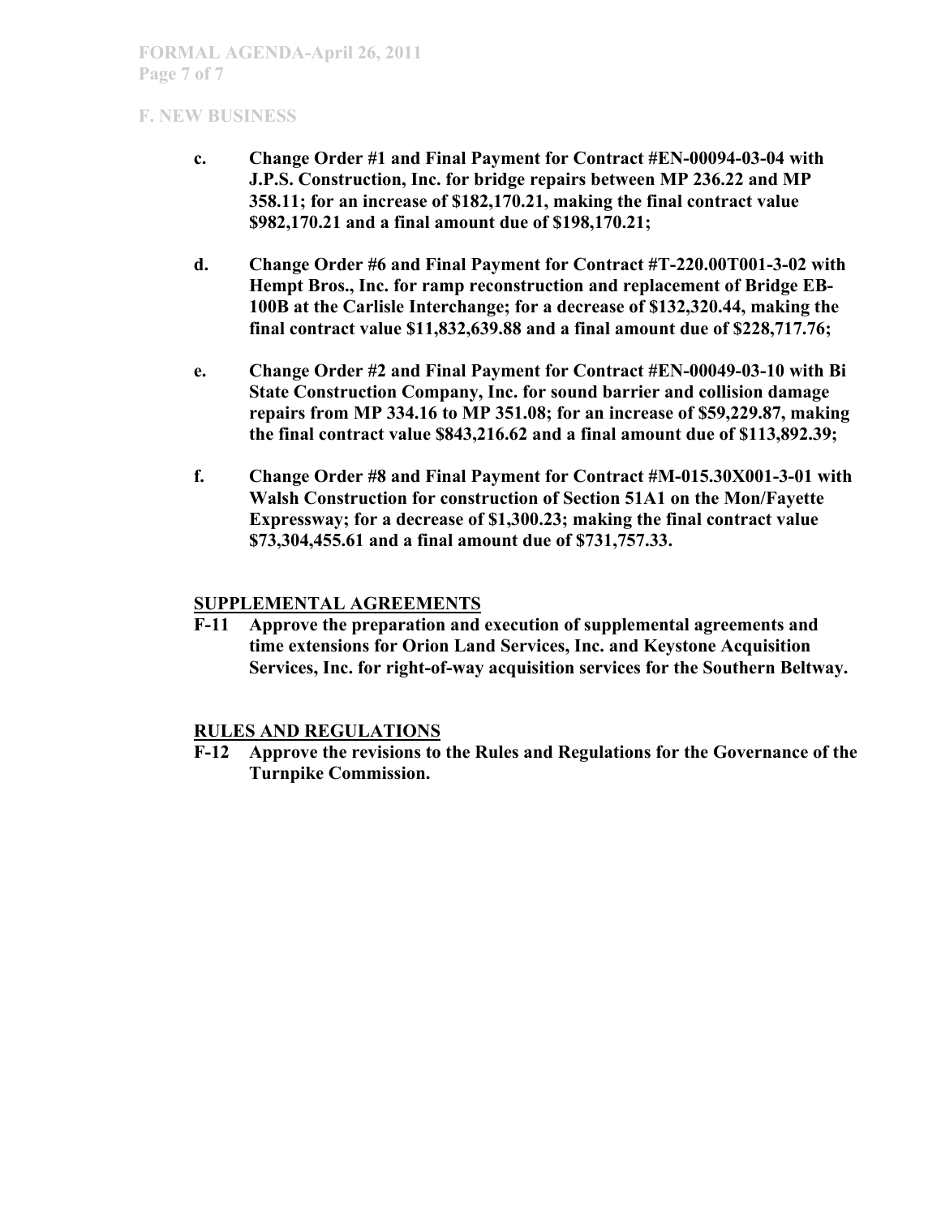**F. NEW BUSINESS**

**c. Change Order #1 and Final Payment for Contract #EN-00094-03-04 with J.P.S. Construction, Inc. for bridge repairs between MP 236.22 and MP 358.11; for an increase of $182,170.21, making the final contract value $982,170.21 and a final amount due of $198,170.21;**

**d. Change Order #6 and Final Payment for Contract #T-220.00T001-3-02 with Hempt Bros., Inc. for ramp reconstruction and replacement of Bridge EB-100B at the Carlisle Interchange; for a decrease of $132,320.44, making the final contract value $11,832,639.88 and a final amount due of $228,717.76;**

**e. Change Order #2 and Final Payment for Contract #EN-00049-03-10 with Bi State Construction Company, Inc. for sound barrier and collision damage repairs from MP 334.16 to MP 351.08; for an increase of $59,229.87, making the final contract value $843,216.62 and a final amount due of $113,892.39;**

**f. Change Order #8 and Final Payment for Contract #M-015.30X001-3-01 with Walsh Construction for construction of Section 51A1 on the Mon/Fayette Expressway; for a decrease of $1,300.23; making the final contract value $73,304,455.61 and a final amount due of $731,757.33.**

**SUPPLEMENTAL AGREEMENTS**

**F-11 Approve the preparation and execution of supplemental agreements and time extensions for Orion Land Services, Inc. and Keystone Acquisition Services, Inc. for right-of-way acquisition services for the Southern Beltway.**

**RULES AND REGULATIONS**

**F-12 Approve the revisions to the Rules and Regulations for the Governance of the Turnpike Commission.**